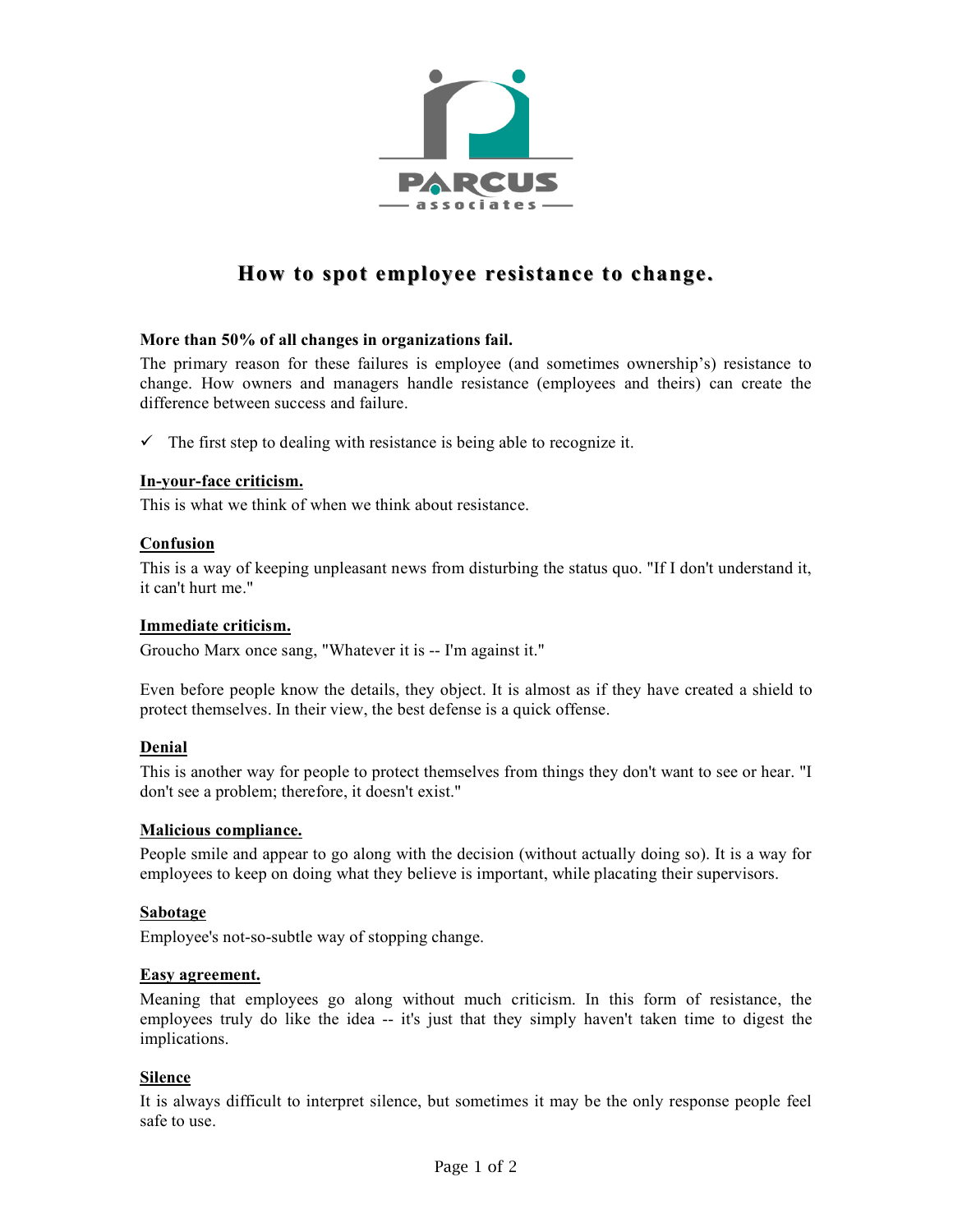PARCUS associates

# How to spot employee resistance to change.

**More than 50% of all changes in organizations fail.**

The primary reason for these failures is employee (and sometimes ownership's) resistance to change. How owners and managers handle resistance (employees and theirs) can create the difference between success and failure.

✓ The first step to dealing with resistance is being able to recognize it.

**In-your-face criticism.**

This is what we think of when we think about resistance.

**Confusion**

This is a way of keeping unpleasant news from disturbing the status quo. "If I don't understand it, it can't hurt me."

**Immediate criticism.**

Groucho Marx once sang, "Whatever it is -- I'm against it."

Even before people know the details, they object. It is almost as if they have created a shield to protect themselves. In their view, the best defense is a quick offense.

**Denial**

This is another way for people to protect themselves from things they don't want to see or hear. "I don't see a problem; therefore, it doesn't exist."

**Malicious compliance.**

People smile and appear to go along with the decision (without actually doing so). It is a way for employees to keep on doing what they believe is important, while placating their supervisors.

**Sabotage**

Employee's not-so-subtle way of stopping change.

**Easy agreement.**

Meaning that employees go along without much criticism. In this form of resistance, the employees truly do like the idea -- it's just that they simply haven't taken time to digest the implications.

**Silence**

It is always difficult to interpret silence, but sometimes it may be the only response people feel safe to use.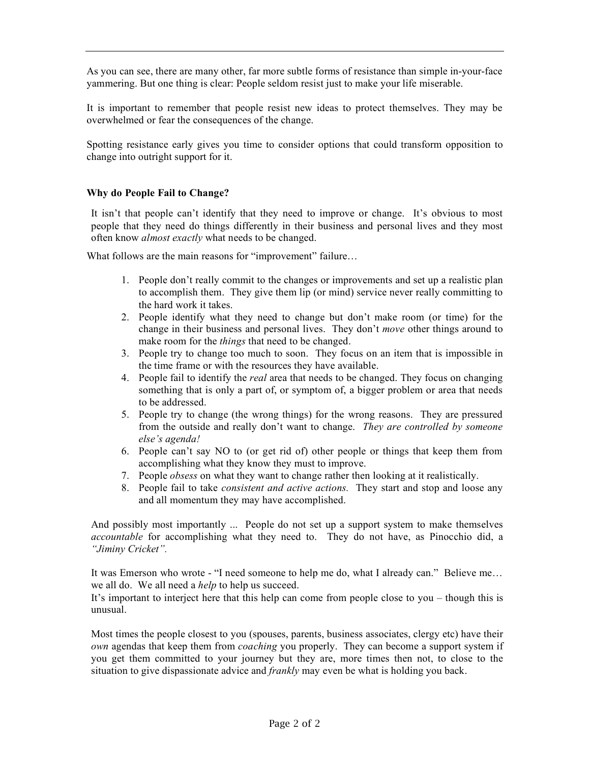As you can see, there are many other, far more subtle forms of resistance than simple in-your-face yammering. But one thing is clear: People seldom resist just to make your life miserable.

It is important to remember that people resist new ideas to protect themselves. They may be overwhelmed or fear the consequences of the change.

Spotting resistance early gives you time to consider options that could transform opposition to change into outright support for it.

**Why do People Fail to Change?**

It isn't that people can't identify that they need to improve or change. It's obvious to most people that they need do things differently in their business and personal lives and they most often know *almost exactly* what needs to be changed.

What follows are the main reasons for "improvement" failure…

1. People don't really commit to the changes or improvements and set up a realistic plan to accomplish them. They give them lip (or mind) service never really committing to the hard work it takes.
2. People identify what they need to change but don't make room (or time) for the change in their business and personal lives. They don't *move* other things around to make room for the *things* that need to be changed.
3. People try to change too much to soon. They focus on an item that is impossible in the time frame or with the resources they have available.
4. People fail to identify the *real* area that needs to be changed. They focus on changing something that is only a part of, or symptom of, a bigger problem or area that needs to be addressed.
5. People try to change (the wrong things) for the wrong reasons. They are pressured from the outside and really don't want to change. *They are controlled by someone else's agenda!*
6. People can't say NO to (or get rid of) other people or things that keep them from accomplishing what they know they must to improve.
7. People *obsess* on what they want to change rather then looking at it realistically.
8. People fail to take *consistent and active actions.* They start and stop and loose any and all momentum they may have accomplished.

And possibly most importantly ... People do not set up a support system to make themselves *accountable* for accomplishing what they need to. They do not have, as Pinocchio did, a *"Jiminy Cricket".*

It was Emerson who wrote - "I need someone to help me do, what I already can." Believe me… we all do. We all need a *help* to help us succeed.
It's important to interject here that this help can come from people close to you – though this is unusual.

Most times the people closest to you (spouses, parents, business associates, clergy etc) have their *own* agendas that keep them from *coaching* you properly. They can become a support system if you get them committed to your journey but they are, more times then not, to close to the situation to give dispassionate advice and *frankly* may even be what is holding you back.